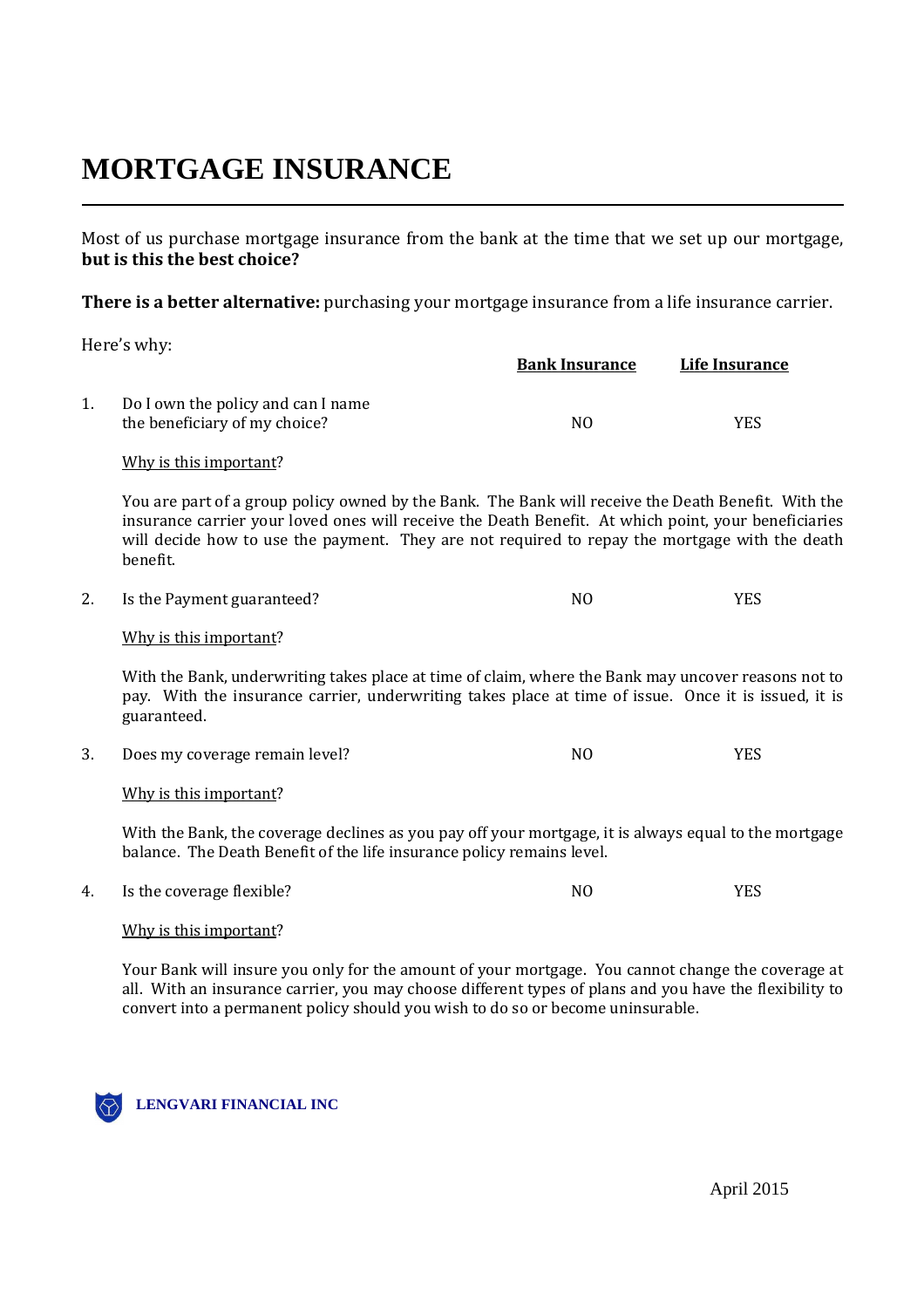# MORTGAGE INSURANCE

Most of us purchase mortgage insurance from the bank at the time that we set up our mortgage, **but is this the best choice?**

**There is a better alternative:** purchasing your mortgage insurance from a life insurance carrier.

Here's why:

| | | Bank Insurance | Life Insurance |
|---|---|---|---|
| 1. | Do I own the policy and can I name the beneficiary of my choice? | NO | YES |

Why is this important?

You are part of a group policy owned by the Bank. The Bank will receive the Death Benefit. With the insurance carrier your loved ones will receive the Death Benefit. At which point, your beneficiaries will decide how to use the payment. They are not required to repay the mortgage with the death benefit.

| | | Bank Insurance | Life Insurance |
|---|---|---|---|
| 2. | Is the Payment guaranteed? | NO | YES |

Why is this important?

With the Bank, underwriting takes place at time of claim, where the Bank may uncover reasons not to pay. With the insurance carrier, underwriting takes place at time of issue. Once it is issued, it is guaranteed.

| | | Bank Insurance | Life Insurance |
|---|---|---|---|
| 3. | Does my coverage remain level? | NO | YES |

Why is this important?

With the Bank, the coverage declines as you pay off your mortgage, it is always equal to the mortgage balance. The Death Benefit of the life insurance policy remains level.

| | | Bank Insurance | Life Insurance |
|---|---|---|---|
| 4. | Is the coverage flexible? | NO | YES |

Why is this important?

Your Bank will insure you only for the amount of your mortgage. You cannot change the coverage at all. With an insurance carrier, you may choose different types of plans and you have the flexibility to convert into a permanent policy should you wish to do so or become uninsurable.

**LENGVARI FINANCIAL INC**

April 2015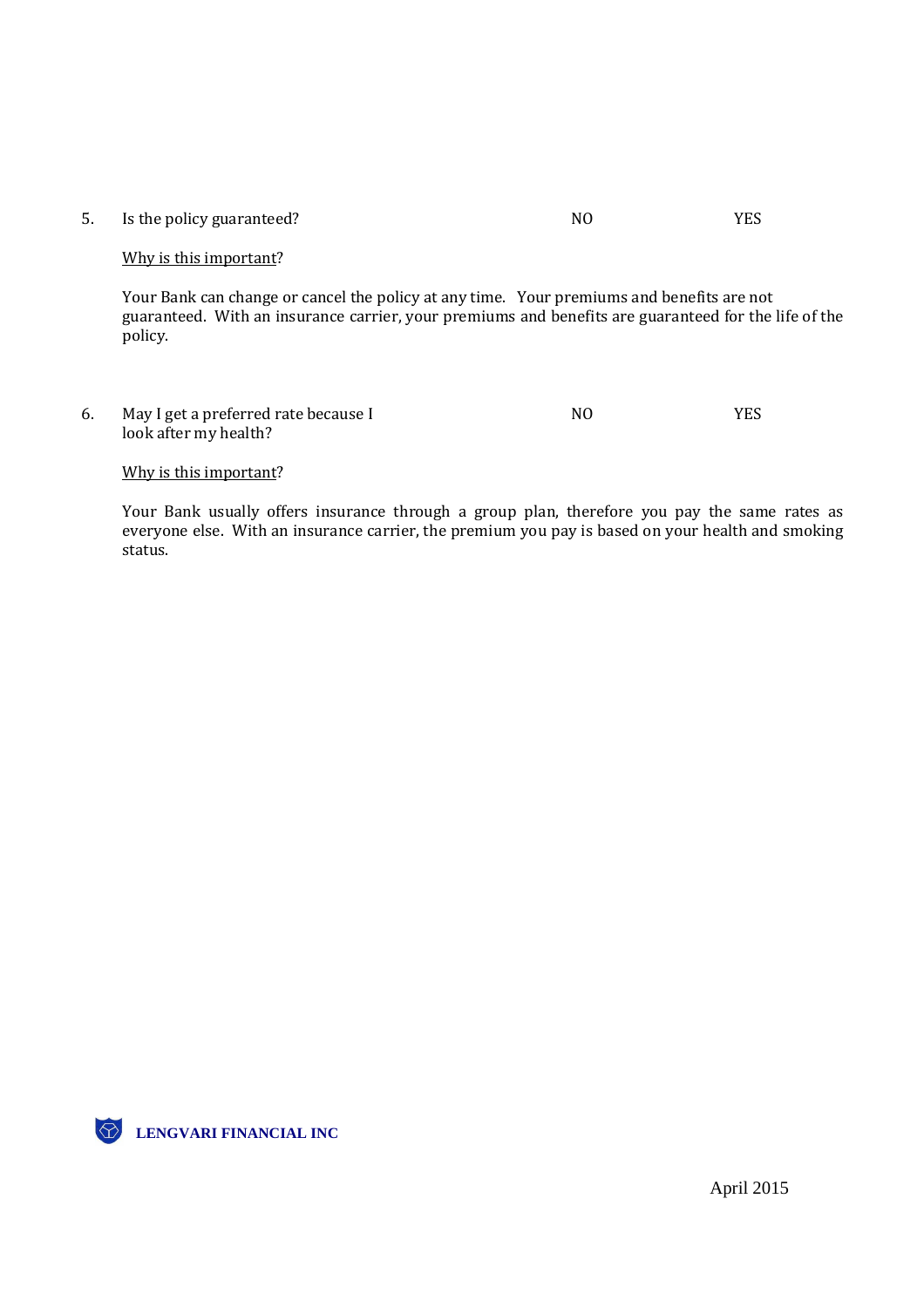5. Is the policy guaranteed? NO YES

 <u>Why is this important</u>?

 Your Bank can change or cancel the policy at any time. Your premiums and benefits are not guaranteed. With an insurance carrier, your premiums and benefits are guaranteed for the life of the policy.

6. May I get a preferred rate because I look after my health? NO YES

 <u>Why is this important</u>?

 Your Bank usually offers insurance through a group plan, therefore you pay the same rates as everyone else. With an insurance carrier, the premium you pay is based on your health and smoking status.

**LENGVARI FINANCIAL INC**

April 2015